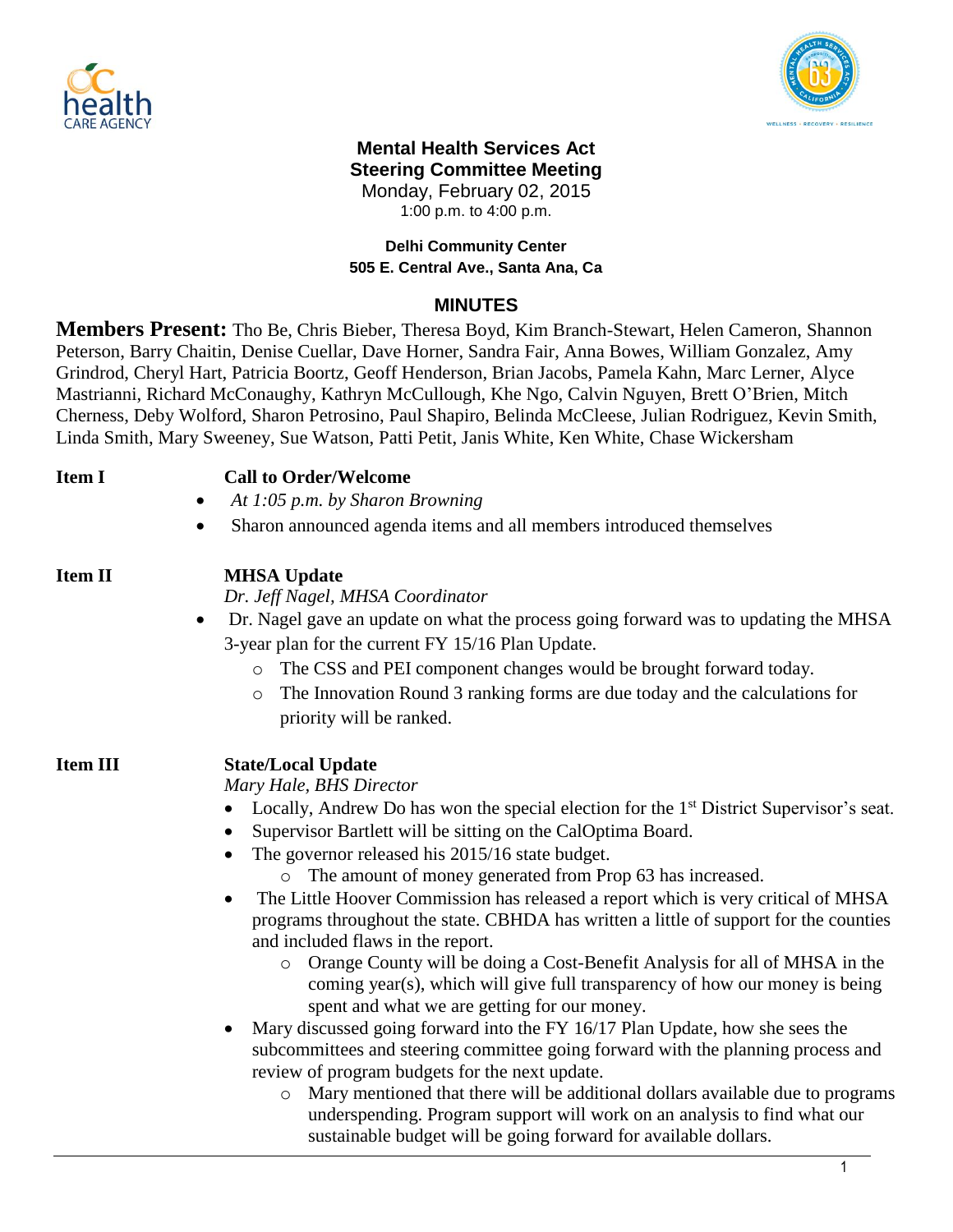**Mental Health Services Act**
**Steering Committee Meeting**
Monday, February 02, 2015
1:00 p.m. to 4:00 p.m.

**Delhi Community Center**
**505 E. Central Ave., Santa Ana, Ca**

## MINUTES

**Members Present:** Tho Be, Chris Bieber, Theresa Boyd, Kim Branch-Stewart, Helen Cameron, Shannon Peterson, Barry Chaitin, Denise Cuellar, Dave Horner, Sandra Fair, Anna Bowes, William Gonzalez, Amy Grindrod, Cheryl Hart, Patricia Boortz, Geoff Henderson, Brian Jacobs, Pamela Kahn, Marc Lerner, Alyce Mastrianni, Richard McConaughy, Kathryn McCullough, Khe Ngo, Calvin Nguyen, Brett O'Brien, Mitch Cherness, Deby Wolford, Sharon Petrosino, Paul Shapiro, Belinda McCleese, Julian Rodriguez, Kevin Smith, Linda Smith, Mary Sweeney, Sue Watson, Patti Petit, Janis White, Ken White, Chase Wickersham

**Item I** **Call to Order/Welcome**

- *At 1:05 p.m. by Sharon Browning*
- Sharon announced agenda items and all members introduced themselves

**Item II** **MHSA Update**
*Dr. Jeff Nagel, MHSA Coordinator*

- Dr. Nagel gave an update on what the process going forward was to updating the MHSA 3-year plan for the current FY 15/16 Plan Update.
  - The CSS and PEI component changes would be brought forward today.
  - The Innovation Round 3 ranking forms are due today and the calculations for priority will be ranked.

**Item III** **State/Local Update**
*Mary Hale, BHS Director*

- Locally, Andrew Do has won the special election for the 1st District Supervisor's seat.
- Supervisor Bartlett will be sitting on the CalOptima Board.
- The governor released his 2015/16 state budget.
  - The amount of money generated from Prop 63 has increased.
- The Little Hoover Commission has released a report which is very critical of MHSA programs throughout the state. CBHDA has written a little of support for the counties and included flaws in the report.
  - Orange County will be doing a Cost-Benefit Analysis for all of MHSA in the coming year(s), which will give full transparency of how our money is being spent and what we are getting for our money.
- Mary discussed going forward into the FY 16/17 Plan Update, how she sees the subcommittees and steering committee going forward with the planning process and review of program budgets for the next update.
  - Mary mentioned that there will be additional dollars available due to programs underspending. Program support will work on an analysis to find what our sustainable budget will be going forward for available dollars.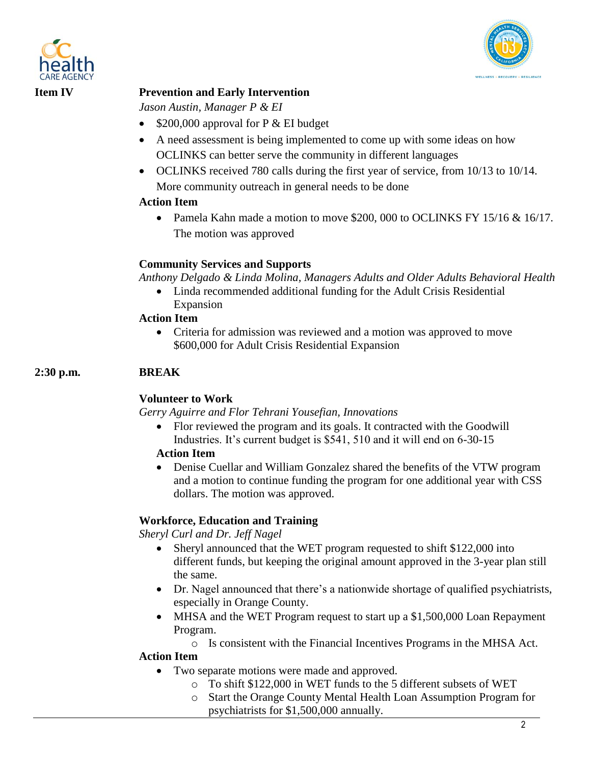**Item IV** **Prevention and Early Intervention**

*Jason Austin, Manager P & EI*

- $200,000 approval for P & EI budget
- A need assessment is being implemented to come up with some ideas on how OCLINKS can better serve the community in different languages
- OCLINKS received 780 calls during the first year of service, from 10/13 to 10/14. More community outreach in general needs to be done

**Action Item**

- Pamela Kahn made a motion to move $200, 000 to OCLINKS FY 15/16 & 16/17. The motion was approved

**Community Services and Supports**

*Anthony Delgado & Linda Molina, Managers Adults and Older Adults Behavioral Health*

- Linda recommended additional funding for the Adult Crisis Residential Expansion

**Action Item**

- Criteria for admission was reviewed and a motion was approved to move $600,000 for Adult Crisis Residential Expansion

**2:30 p.m.** **BREAK**

**Volunteer to Work**

*Gerry Aguirre and Flor Tehrani Yousefian, Innovations*

- Flor reviewed the program and its goals. It contracted with the Goodwill Industries. It's current budget is $541, 510 and it will end on 6-30-15

**Action Item**

- Denise Cuellar and William Gonzalez shared the benefits of the VTW program and a motion to continue funding the program for one additional year with CSS dollars. The motion was approved.

**Workforce, Education and Training**

*Sheryl Curl and Dr. Jeff Nagel*

- Sheryl announced that the WET program requested to shift $122,000 into different funds, but keeping the original amount approved in the 3-year plan still the same.
- Dr. Nagel announced that there's a nationwide shortage of qualified psychiatrists, especially in Orange County.
- MHSA and the WET Program request to start up a $1,500,000 Loan Repayment Program.
  - Is consistent with the Financial Incentives Programs in the MHSA Act.

**Action Item**

- Two separate motions were made and approved.
  - To shift $122,000 in WET funds to the 5 different subsets of WET
  - Start the Orange County Mental Health Loan Assumption Program for psychiatrists for $1,500,000 annually.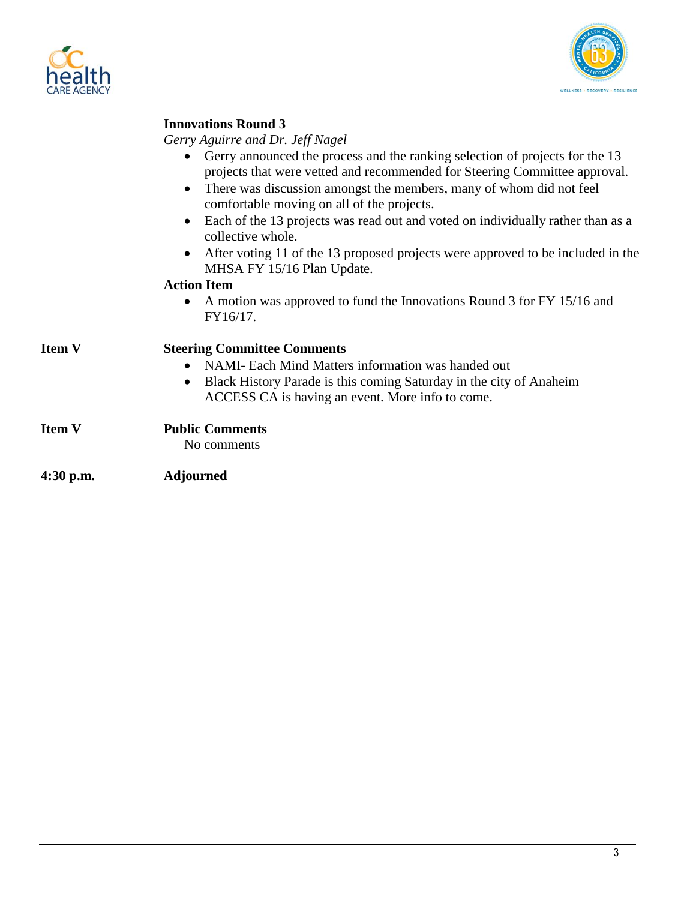**Innovations Round 3**

*Gerry Aguirre and Dr. Jeff Nagel*

- Gerry announced the process and the ranking selection of projects for the 13 projects that were vetted and recommended for Steering Committee approval.
- There was discussion amongst the members, many of whom did not feel comfortable moving on all of the projects.
- Each of the 13 projects was read out and voted on individually rather than as a collective whole.
- After voting 11 of the 13 proposed projects were approved to be included in the MHSA FY 15/16 Plan Update.

**Action Item**

- A motion was approved to fund the Innovations Round 3 for FY 15/16 and FY16/17.

**Item V** — **Steering Committee Comments**

- NAMI- Each Mind Matters information was handed out
- Black History Parade is this coming Saturday in the city of Anaheim ACCESS CA is having an event. More info to come.

**Item V** — **Public Comments**

No comments

**4:30 p.m.** — **Adjourned**